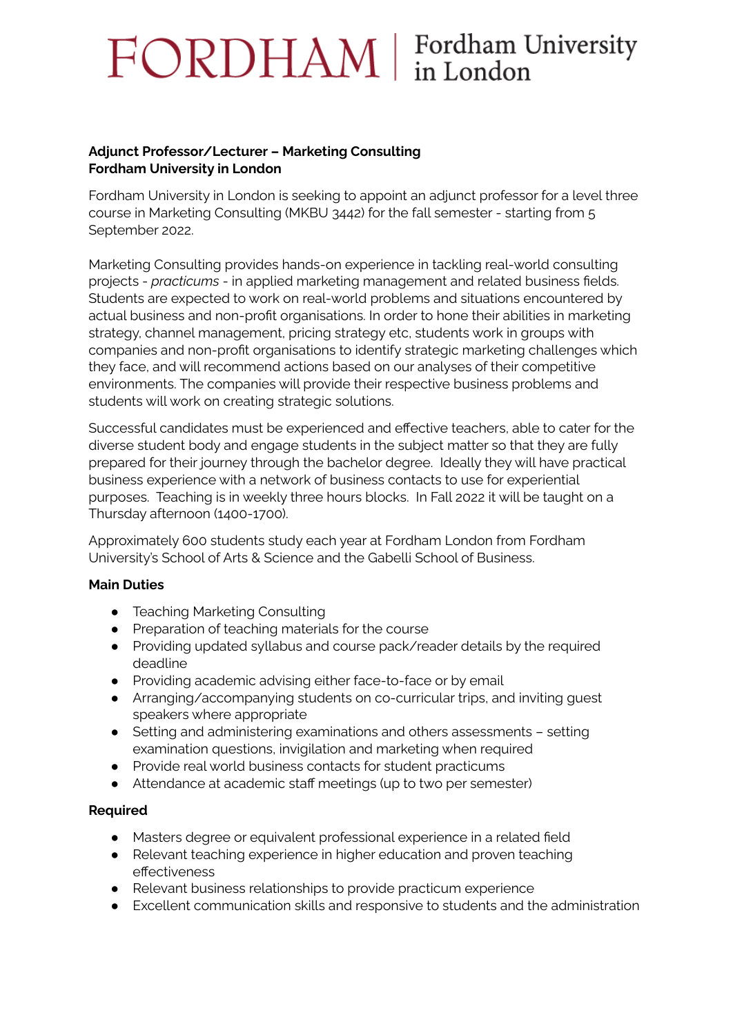FORDHAM | Fordham University in London

**Adjunct Professor/Lecturer – Marketing Consulting**
**Fordham University in London**

Fordham University in London is seeking to appoint an adjunct professor for a level three course in Marketing Consulting (MKBU 3442) for the fall semester - starting from 5 September 2022.

Marketing Consulting provides hands-on experience in tackling real-world consulting projects - *practicums* - in applied marketing management and related business fields. Students are expected to work on real-world problems and situations encountered by actual business and non-profit organisations. In order to hone their abilities in marketing strategy, channel management, pricing strategy etc, students work in groups with companies and non-profit organisations to identify strategic marketing challenges which they face, and will recommend actions based on our analyses of their competitive environments. The companies will provide their respective business problems and students will work on creating strategic solutions.

Successful candidates must be experienced and effective teachers, able to cater for the diverse student body and engage students in the subject matter so that they are fully prepared for their journey through the bachelor degree. Ideally they will have practical business experience with a network of business contacts to use for experiential purposes. Teaching is in weekly three hours blocks. In Fall 2022 it will be taught on a Thursday afternoon (1400-1700).

Approximately 600 students study each year at Fordham London from Fordham University's School of Arts & Science and the Gabelli School of Business.

**Main Duties**

- Teaching Marketing Consulting
- Preparation of teaching materials for the course
- Providing updated syllabus and course pack/reader details by the required deadline
- Providing academic advising either face-to-face or by email
- Arranging/accompanying students on co-curricular trips, and inviting guest speakers where appropriate
- Setting and administering examinations and others assessments – setting examination questions, invigilation and marketing when required
- Provide real world business contacts for student practicums
- Attendance at academic staff meetings (up to two per semester)

**Required**

- Masters degree or equivalent professional experience in a related field
- Relevant teaching experience in higher education and proven teaching effectiveness
- Relevant business relationships to provide practicum experience
- Excellent communication skills and responsive to students and the administration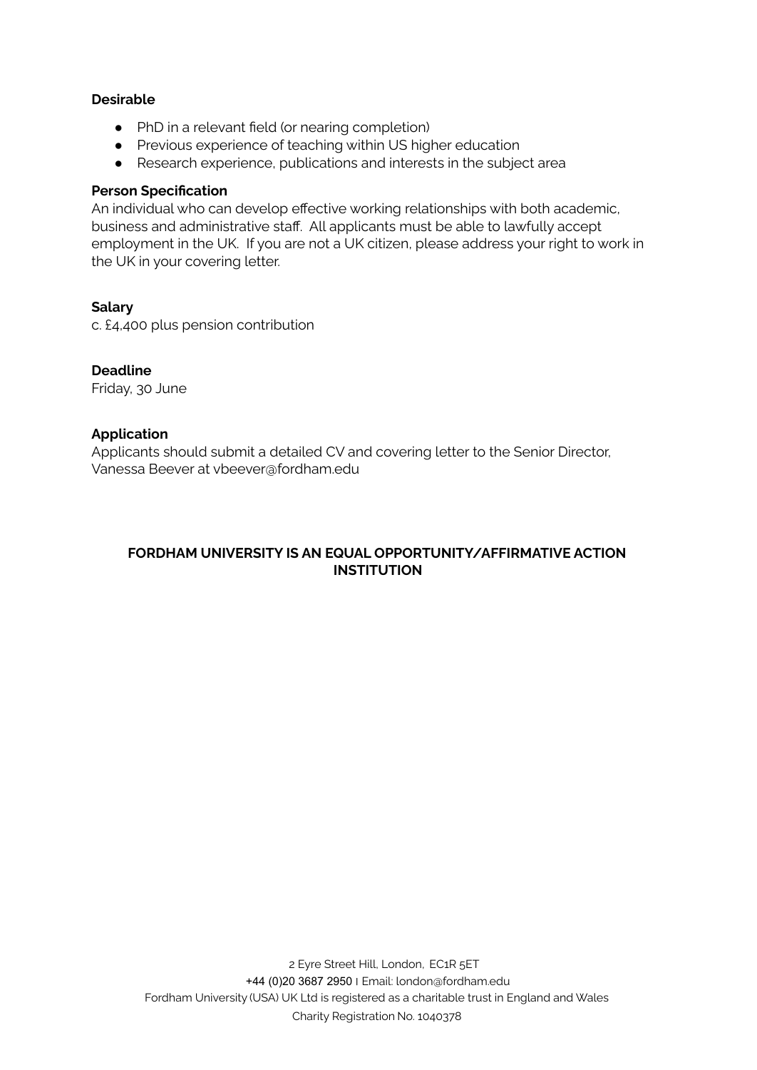**Desirable**

- PhD in a relevant field (or nearing completion)
- Previous experience of teaching within US higher education
- Research experience, publications and interests in the subject area

**Person Specification**

An individual who can develop effective working relationships with both academic, business and administrative staff. All applicants must be able to lawfully accept employment in the UK. If you are not a UK citizen, please address your right to work in the UK in your covering letter.

**Salary**

c. £4,400 plus pension contribution

**Deadline**

Friday, 30 June

**Application**

Applicants should submit a detailed CV and covering letter to the Senior Director, Vanessa Beever at vbeever@fordham.edu

**FORDHAM UNIVERSITY IS AN EQUAL OPPORTUNITY/AFFIRMATIVE ACTION INSTITUTION**

2 Eyre Street Hill, London, EC1R 5ET
+44 (0)20 3687 2950 | Email: london@fordham.edu
Fordham University (USA) UK Ltd is registered as a charitable trust in England and Wales
Charity Registration No. 1040378